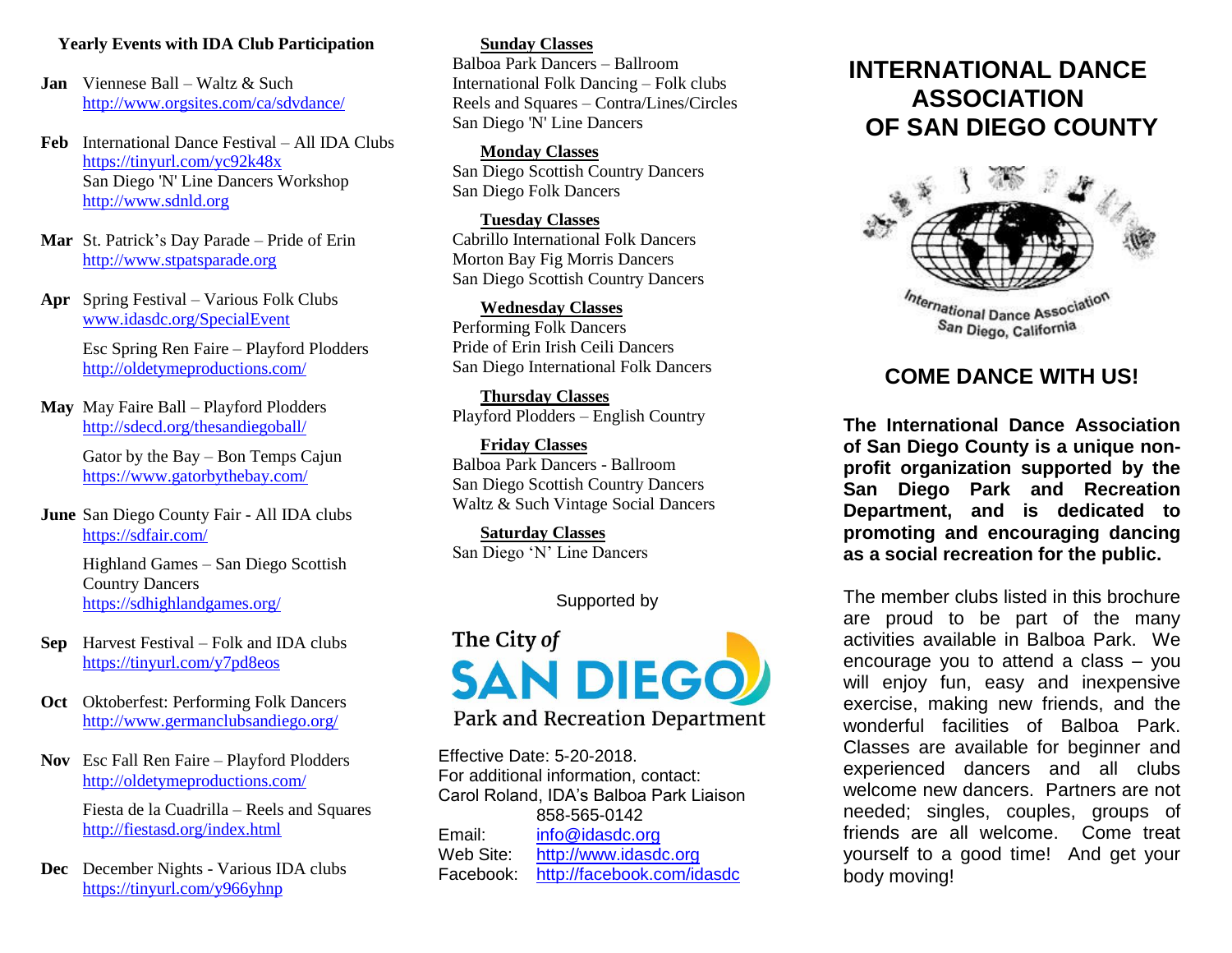## Yearly Events with IDA Club Participation

**Jan** Viennese Ball – Waltz & Such
http://www.orgsites.com/ca/sdvdance/

**Feb** International Dance Festival – All IDA Clubs
https://tinyurl.com/yc92k48x
San Diego 'N' Line Dancers Workshop
http://www.sdnld.org

**Mar** St. Patrick's Day Parade – Pride of Erin
http://www.stpatsparade.org

**Apr** Spring Festival – Various Folk Clubs
www.idasdc.org/SpecialEvent

Esc Spring Ren Faire – Playford Plodders
http://oldetymeproductions.com/

**May** May Faire Ball – Playford Plodders
http://sdecd.org/thesandiegoball/

Gator by the Bay – Bon Temps Cajun
https://www.gatorbythebay.com/

**June** San Diego County Fair - All IDA clubs
https://sdfair.com/

Highland Games – San Diego Scottish Country Dancers
https://sdhighlandgames.org/

**Sep** Harvest Festival – Folk and IDA clubs
https://tinyurl.com/y7pd8eos

**Oct** Oktoberfest: Performing Folk Dancers
http://www.germanclubsandiego.org/

**Nov** Esc Fall Ren Faire – Playford Plodders
http://oldetymeproductions.com/

Fiesta de la Cuadrilla – Reels and Squares
http://fiestasd.org/index.html

**Dec** December Nights - Various IDA clubs
https://tinyurl.com/y966yhnp

**Sunday Classes**
Balboa Park Dancers – Ballroom
International Folk Dancing – Folk clubs
Reels and Squares – Contra/Lines/Circles
San Diego 'N' Line Dancers

**Monday Classes**
San Diego Scottish Country Dancers
San Diego Folk Dancers

**Tuesday Classes**
Cabrillo International Folk Dancers
Morton Bay Fig Morris Dancers
San Diego Scottish Country Dancers

**Wednesday Classes**
Performing Folk Dancers
Pride of Erin Irish Ceili Dancers
San Diego International Folk Dancers

**Thursday Classes**
Playford Plodders – English Country

**Friday Classes**
Balboa Park Dancers - Ballroom
San Diego Scottish Country Dancers
Waltz & Such Vintage Social Dancers

**Saturday Classes**
San Diego 'N' Line Dancers

Supported by

The City *of* SAN DIEGO
Park and Recreation Department

Effective Date: 5-20-2018.
For additional information, contact:
Carol Roland, IDA's Balboa Park Liaison
858-565-0142
Email: info@idasdc.org
Web Site: http://www.idasdc.org
Facebook: http://facebook.com/idasdc

# INTERNATIONAL DANCE ASSOCIATION OF SAN DIEGO COUNTY

International Dance Association
San Diego, California

## COME DANCE WITH US!

**The International Dance Association of San Diego County is a unique non-profit organization supported by the San Diego Park and Recreation Department, and is dedicated to promoting and encouraging dancing as a social recreation for the public.**

The member clubs listed in this brochure are proud to be part of the many activities available in Balboa Park. We encourage you to attend a class – you will enjoy fun, easy and inexpensive exercise, making new friends, and the wonderful facilities of Balboa Park. Classes are available for beginner and experienced dancers and all clubs welcome new dancers. Partners are not needed; singles, couples, groups of friends are all welcome. Come treat yourself to a good time! And get your body moving!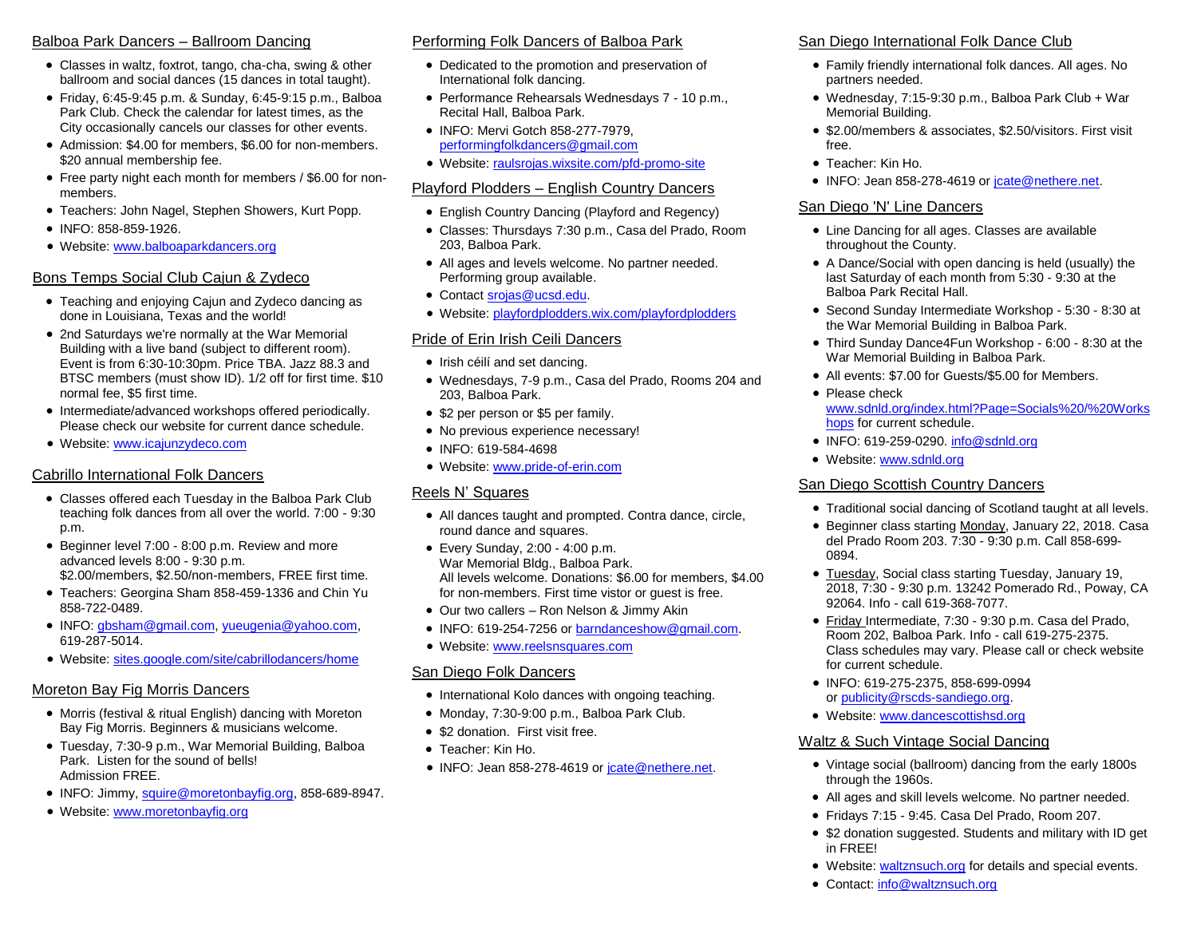## Balboa Park Dancers – Ballroom Dancing

- Classes in waltz, foxtrot, tango, cha-cha, swing & other ballroom and social dances (15 dances in total taught).
- Friday, 6:45-9:45 p.m. & Sunday, 6:45-9:15 p.m., Balboa Park Club. Check the calendar for latest times, as the City occasionally cancels our classes for other events.
- Admission: $4.00 for members, $6.00 for non-members. $20 annual membership fee.
- Free party night each month for members / $6.00 for non-members.
- Teachers: John Nagel, Stephen Showers, Kurt Popp.
- INFO: 858-859-1926.
- Website: www.balboaparkdancers.org

## Bons Temps Social Club Cajun & Zydeco

- Teaching and enjoying Cajun and Zydeco dancing as done in Louisiana, Texas and the world!
- 2nd Saturdays we're normally at the War Memorial Building with a live band (subject to different room). Event is from 6:30-10:30pm. Price TBA. Jazz 88.3 and BTSC members (must show ID). 1/2 off for first time. $10 normal fee, $5 first time.
- Intermediate/advanced workshops offered periodically. Please check our website for current dance schedule.
- Website: www.icajunzydeco.com

## Cabrillo International Folk Dancers

- Classes offered each Tuesday in the Balboa Park Club teaching folk dances from all over the world. 7:00 - 9:30 p.m.
- Beginner level 7:00 - 8:00 p.m. Review and more advanced levels 8:00 - 9:30 p.m.
  $2.00/members, $2.50/non-members, FREE first time.
- Teachers: Georgina Sham 858-459-1336 and Chin Yu 858-722-0489.
- INFO: gbsham@gmail.com, yueugenia@yahoo.com, 619-287-5014.
- Website: sites.google.com/site/cabrillodancers/home

## Moreton Bay Fig Morris Dancers

- Morris (festival & ritual English) dancing with Moreton Bay Fig Morris. Beginners & musicians welcome.
- Tuesday, 7:30-9 p.m., War Memorial Building, Balboa Park. Listen for the sound of bells!
  Admission FREE.
- INFO: Jimmy, squire@moretonbayfig.org, 858-689-8947.
- Website: www.moretonbayfig.org

## Performing Folk Dancers of Balboa Park

- Dedicated to the promotion and preservation of International folk dancing.
- Performance Rehearsals Wednesdays 7 - 10 p.m., Recital Hall, Balboa Park.
- INFO: Mervi Gotch 858-277-7979, performingfolkdancers@gmail.com
- Website: raulsrojas.wixsite.com/pfd-promo-site

## Playford Plodders – English Country Dancers

- English Country Dancing (Playford and Regency)
- Classes: Thursdays 7:30 p.m., Casa del Prado, Room 203, Balboa Park.
- All ages and levels welcome. No partner needed. Performing group available.
- Contact srojas@ucsd.edu.
- Website: playfordplodders.wix.com/playfordplodders

## Pride of Erin Irish Ceili Dancers

- Irish céilí and set dancing.
- Wednesdays, 7-9 p.m., Casa del Prado, Rooms 204 and 203, Balboa Park.
- $2 per person or $5 per family.
- No previous experience necessary!
- INFO: 619-584-4698
- Website: www.pride-of-erin.com

## Reels N' Squares

- All dances taught and prompted. Contra dance, circle, round dance and squares.
- Every Sunday, 2:00 - 4:00 p.m.
  War Memorial Bldg., Balboa Park.
  All levels welcome. Donations: $6.00 for members, $4.00 for non-members. First time vistor or guest is free.
- Our two callers – Ron Nelson & Jimmy Akin
- INFO: 619-254-7256 or barndanceshow@gmail.com.
- Website: www.reelsnsquares.com

## San Diego Folk Dancers

- International Kolo dances with ongoing teaching.
- Monday, 7:30-9:00 p.m., Balboa Park Club.
- $2 donation. First visit free.
- Teacher: Kin Ho.
- INFO: Jean 858-278-4619 or jcate@nethere.net.

## San Diego International Folk Dance Club

- Family friendly international folk dances. All ages. No partners needed.
- Wednesday, 7:15-9:30 p.m., Balboa Park Club + War Memorial Building.
- $2.00/members & associates, $2.50/visitors. First visit free.
- Teacher: Kin Ho.
- INFO: Jean 858-278-4619 or jcate@nethere.net.

## San Diego 'N' Line Dancers

- Line Dancing for all ages. Classes are available throughout the County.
- A Dance/Social with open dancing is held (usually) the last Saturday of each month from 5:30 - 9:30 at the Balboa Park Recital Hall.
- Second Sunday Intermediate Workshop - 5:30 - 8:30 at the War Memorial Building in Balboa Park.
- Third Sunday Dance4Fun Workshop - 6:00 - 8:30 at the War Memorial Building in Balboa Park.
- All events: $7.00 for Guests/$5.00 for Members.
- Please check www.sdnld.org/index.html?Page=Socials%20/%20Workshops for current schedule.
- INFO: 619-259-0290. info@sdnld.org
- Website: www.sdnld.org

## San Diego Scottish Country Dancers

- Traditional social dancing of Scotland taught at all levels.
- Beginner class starting Monday, January 22, 2018. Casa del Prado Room 203. 7:30 - 9:30 p.m. Call 858-699-0894.
- Tuesday, Social class starting Tuesday, January 19, 2018, 7:30 - 9:30 p.m. 13242 Pomerado Rd., Poway, CA 92064. Info - call 619-368-7077.
- Friday Intermediate, 7:30 - 9:30 p.m. Casa del Prado, Room 202, Balboa Park. Info - call 619-275-2375. Class schedules may vary. Please call or check website for current schedule.
- INFO: 619-275-2375, 858-699-0994 or publicity@rscds-sandiego.org.
- Website: www.dancescottishsd.org

## Waltz & Such Vintage Social Dancing

- Vintage social (ballroom) dancing from the early 1800s through the 1960s.
- All ages and skill levels welcome. No partner needed.
- Fridays 7:15 - 9:45. Casa Del Prado, Room 207.
- $2 donation suggested. Students and military with ID get in FREE!
- Website: waltznsuch.org for details and special events.
- Contact: info@waltznsuch.org